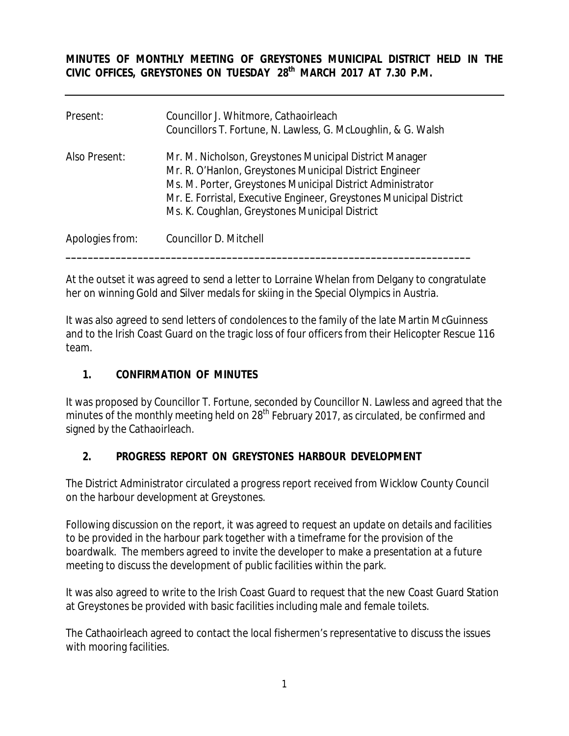**MINUTES OF MONTHLY MEETING OF GREYSTONES MUNICIPAL DISTRICT HELD IN THE CIVIC OFFICES, GREYSTONES ON TUESDAY 28th MARCH 2017 AT 7.30 P.M.**

---

| | |
|---|---|
| Present: | Councillor J. Whitmore, Cathaoirleach<br>Councillors T. Fortune, N. Lawless, G. McLoughlin, & G. Walsh |
| Also Present: | Mr. M. Nicholson, Greystones Municipal District Manager<br>Mr. R. O'Hanlon, Greystones Municipal District Engineer<br>Ms. M. Porter, Greystones Municipal District Administrator<br>Mr. E. Forristal, Executive Engineer, Greystones Municipal District<br>Ms. K. Coughlan, Greystones Municipal District |
| Apologies from: | Councillor D. Mitchell |

---

At the outset it was agreed to send a letter to Lorraine Whelan from Delgany to congratulate her on winning Gold and Silver medals for skiing in the Special Olympics in Austria.

It was also agreed to send letters of condolences to the family of the late Martin McGuinness and to the Irish Coast Guard on the tragic loss of four officers from their Helicopter Rescue 116 team.

## 1. CONFIRMATION OF MINUTES

It was proposed by Councillor T. Fortune, seconded by Councillor N. Lawless and agreed that the minutes of the monthly meeting held on 28th February 2017, as circulated, be confirmed and signed by the Cathaoirleach.

## 2. PROGRESS REPORT ON GREYSTONES HARBOUR DEVELOPMENT

The District Administrator circulated a progress report received from Wicklow County Council on the harbour development at Greystones.

Following discussion on the report, it was agreed to request an update on details and facilities to be provided in the harbour park together with a timeframe for the provision of the boardwalk. The members agreed to invite the developer to make a presentation at a future meeting to discuss the development of public facilities within the park.

It was also agreed to write to the Irish Coast Guard to request that the new Coast Guard Station at Greystones be provided with basic facilities including male and female toilets.

The Cathaoirleach agreed to contact the local fishermen's representative to discuss the issues with mooring facilities.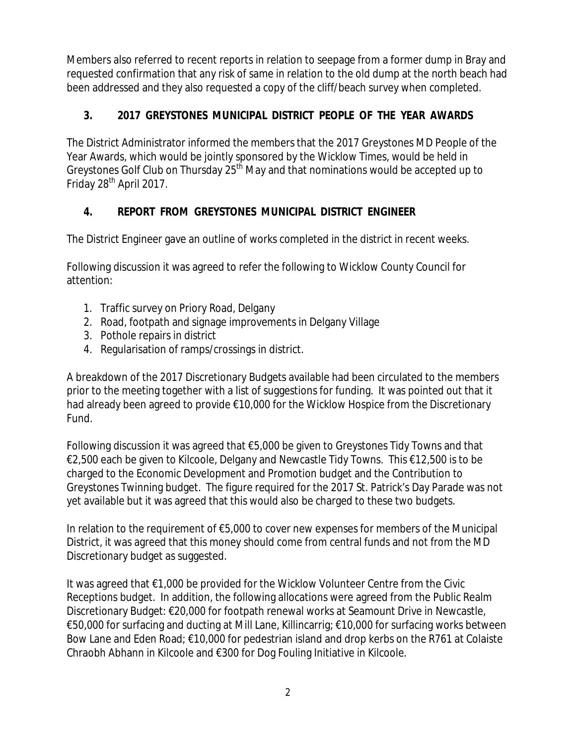Members also referred to recent reports in relation to seepage from a former dump in Bray and requested confirmation that any risk of same in relation to the old dump at the north beach had been addressed and they also requested a copy of the cliff/beach survey when completed.

## 3. 2017 GREYSTONES MUNICIPAL DISTRICT PEOPLE OF THE YEAR AWARDS

The District Administrator informed the members that the 2017 Greystones MD People of the Year Awards, which would be jointly sponsored by the Wicklow Times, would be held in Greystones Golf Club on Thursday 25th May and that nominations would be accepted up to Friday 28th April 2017.

## 4. REPORT FROM GREYSTONES MUNICIPAL DISTRICT ENGINEER

The District Engineer gave an outline of works completed in the district in recent weeks.

Following discussion it was agreed to refer the following to Wicklow County Council for attention:

1. Traffic survey on Priory Road, Delgany
2. Road, footpath and signage improvements in Delgany Village
3. Pothole repairs in district
4. Regularisation of ramps/crossings in district.

A breakdown of the 2017 Discretionary Budgets available had been circulated to the members prior to the meeting together with a list of suggestions for funding. It was pointed out that it had already been agreed to provide €10,000 for the Wicklow Hospice from the Discretionary Fund.

Following discussion it was agreed that €5,000 be given to Greystones Tidy Towns and that €2,500 each be given to Kilcoole, Delgany and Newcastle Tidy Towns. This €12,500 is to be charged to the Economic Development and Promotion budget and the Contribution to Greystones Twinning budget. The figure required for the 2017 St. Patrick's Day Parade was not yet available but it was agreed that this would also be charged to these two budgets.

In relation to the requirement of €5,000 to cover new expenses for members of the Municipal District, it was agreed that this money should come from central funds and not from the MD Discretionary budget as suggested.

It was agreed that €1,000 be provided for the Wicklow Volunteer Centre from the Civic Receptions budget. In addition, the following allocations were agreed from the Public Realm Discretionary Budget: €20,000 for footpath renewal works at Seamount Drive in Newcastle, €50,000 for surfacing and ducting at Mill Lane, Killincarrig; €10,000 for surfacing works between Bow Lane and Eden Road; €10,000 for pedestrian island and drop kerbs on the R761 at Colaiste Chraobh Abhann in Kilcoole and €300 for Dog Fouling Initiative in Kilcoole.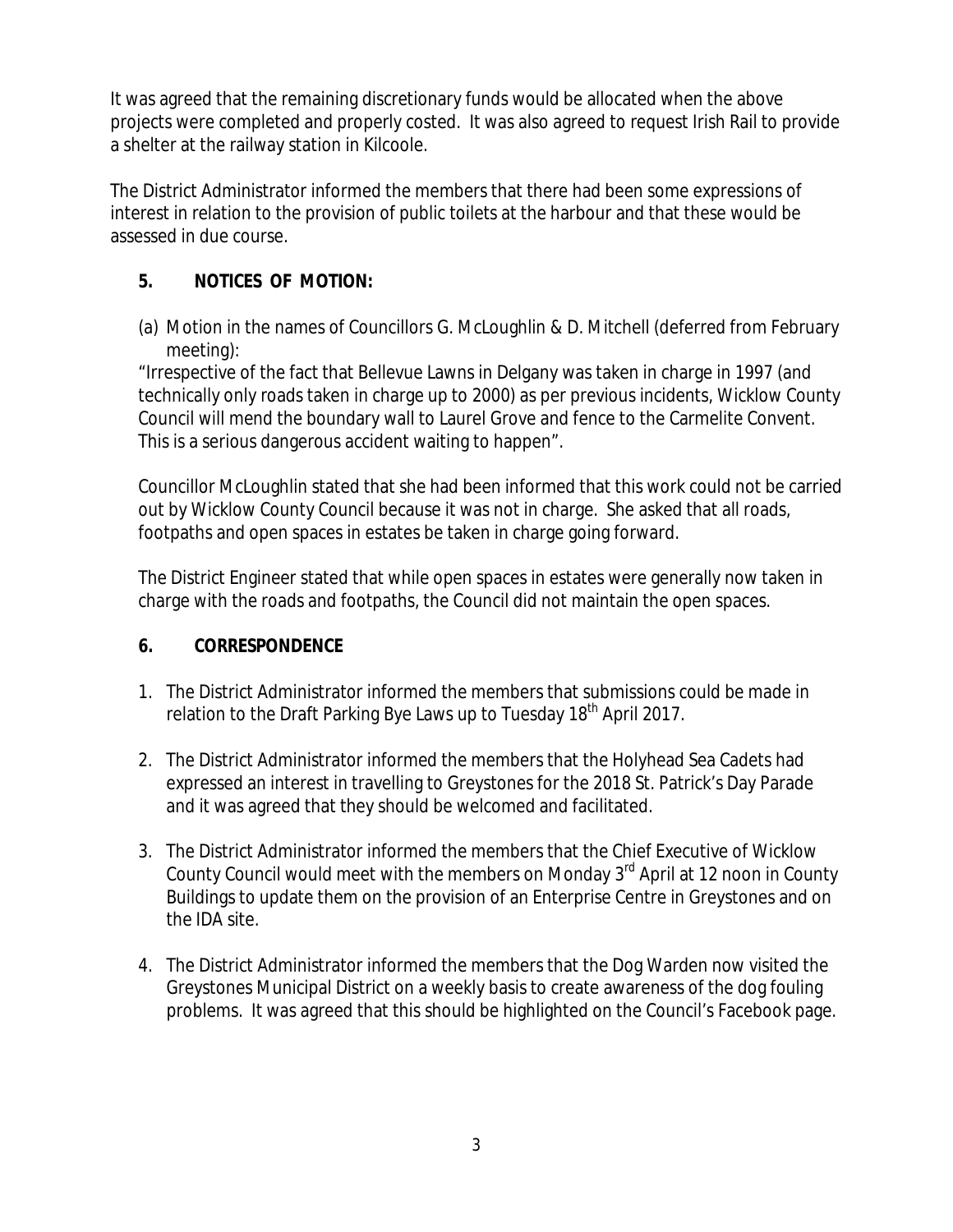It was agreed that the remaining discretionary funds would be allocated when the above projects were completed and properly costed. It was also agreed to request Irish Rail to provide a shelter at the railway station in Kilcoole.

The District Administrator informed the members that there had been some expressions of interest in relation to the provision of public toilets at the harbour and that these would be assessed in due course.

## 5. NOTICES OF MOTION:

(a) Motion in the names of Councillors G. McLoughlin & D. Mitchell (deferred from February meeting):
"Irrespective of the fact that Bellevue Lawns in Delgany was taken in charge in 1997 (and technically only roads taken in charge up to 2000) as per previous incidents, Wicklow County Council will mend the boundary wall to Laurel Grove and fence to the Carmelite Convent. This is a serious dangerous accident waiting to happen".

Councillor McLoughlin stated that she had been informed that this work could not be carried out by Wicklow County Council because it was not in charge. She asked that all roads, footpaths and open spaces in estates be taken in charge going forward.

The District Engineer stated that while open spaces in estates were generally now taken in charge with the roads and footpaths, the Council did not maintain the open spaces.

## 6. CORRESPONDENCE

1. The District Administrator informed the members that submissions could be made in relation to the Draft Parking Bye Laws up to Tuesday 18th April 2017.

2. The District Administrator informed the members that the Holyhead Sea Cadets had expressed an interest in travelling to Greystones for the 2018 St. Patrick's Day Parade and it was agreed that they should be welcomed and facilitated.

3. The District Administrator informed the members that the Chief Executive of Wicklow County Council would meet with the members on Monday 3rd April at 12 noon in County Buildings to update them on the provision of an Enterprise Centre in Greystones and on the IDA site.

4. The District Administrator informed the members that the Dog Warden now visited the Greystones Municipal District on a weekly basis to create awareness of the dog fouling problems. It was agreed that this should be highlighted on the Council's Facebook page.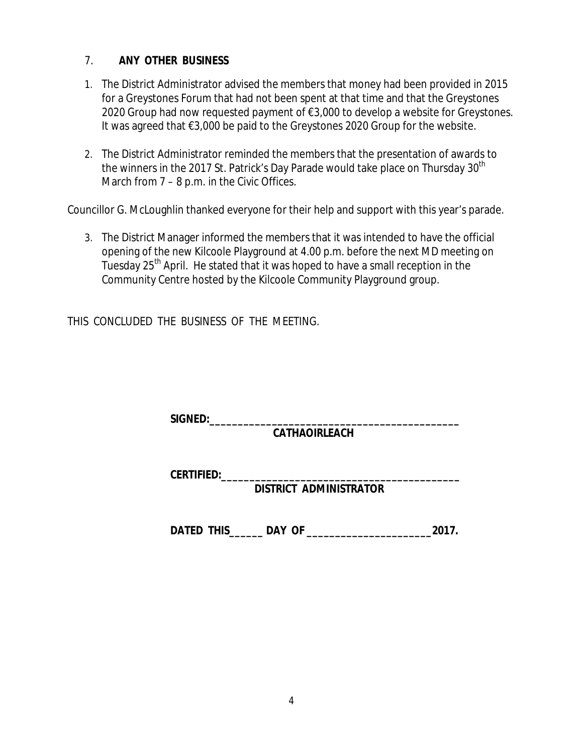## 7. ANY OTHER BUSINESS

1. The District Administrator advised the members that money had been provided in 2015 for a Greystones Forum that had not been spent at that time and that the Greystones 2020 Group had now requested payment of €3,000 to develop a website for Greystones. It was agreed that €3,000 be paid to the Greystones 2020 Group for the website.

2. The District Administrator reminded the members that the presentation of awards to the winners in the 2017 St. Patrick's Day Parade would take place on Thursday 30th March from 7 – 8 p.m. in the Civic Offices.

Councillor G. McLoughlin thanked everyone for their help and support with this year's parade.

3. The District Manager informed the members that it was intended to have the official opening of the new Kilcoole Playground at 4.00 p.m. before the next MD meeting on Tuesday 25th April. He stated that it was hoped to have a small reception in the Community Centre hosted by the Kilcoole Community Playground group.

THIS CONCLUDED THE BUSINESS OF THE MEETING.

**SIGNED:______________________________________________**
**CATHAOIRLEACH**

**CERTIFIED:___________________________________________**
**DISTRICT ADMINISTRATOR**

**DATED THIS______ DAY OF ______________________2017.**